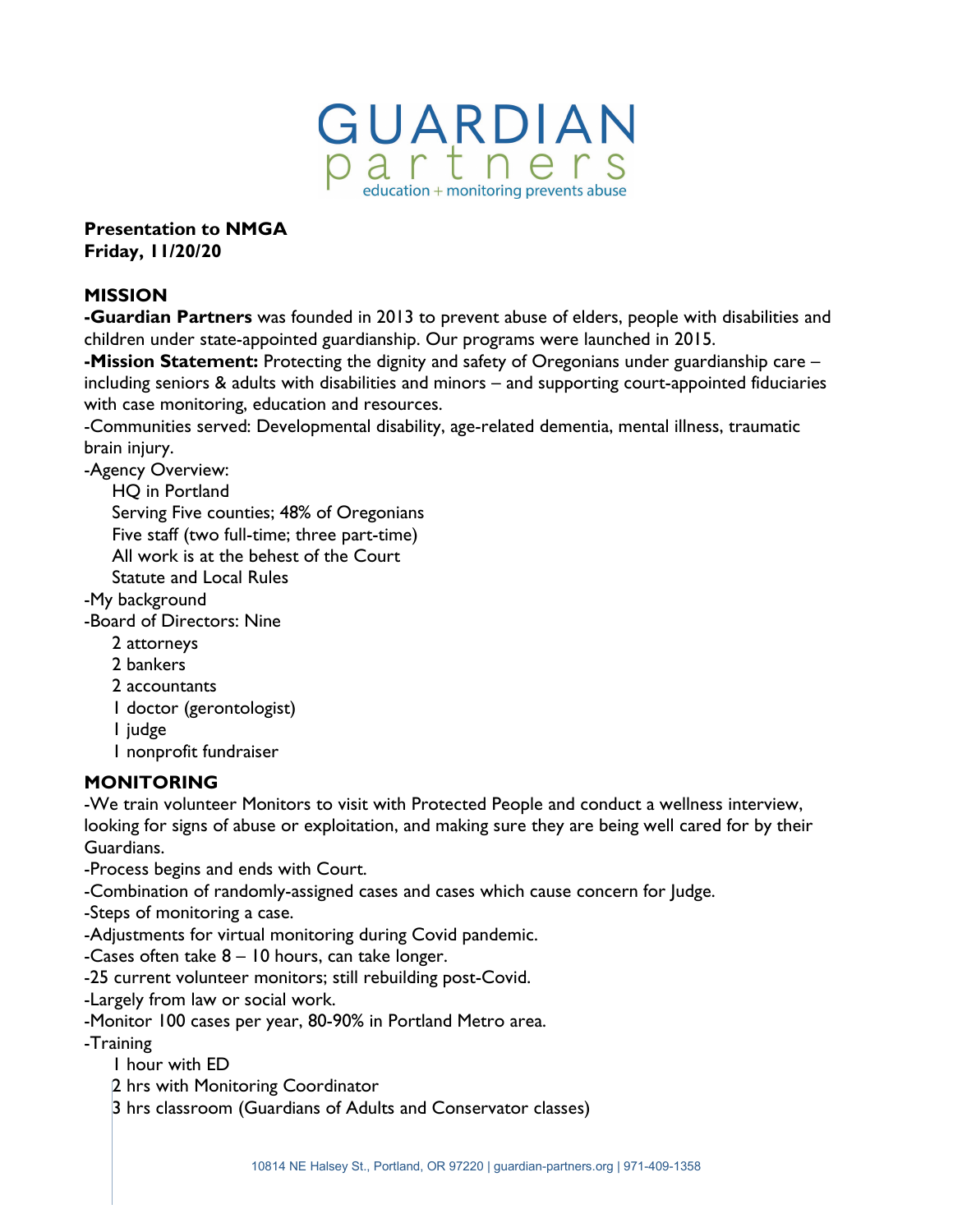# GUARDIAN partners

education + monitoring prevents abuse

**Presentation to NMGA**
**Friday, 11/20/20**

## MISSION

-**Guardian Partners** was founded in 2013 to prevent abuse of elders, people with disabilities and children under state-appointed guardianship. Our programs were launched in 2015.

-**Mission Statement:** Protecting the dignity and safety of Oregonians under guardianship care – including seniors & adults with disabilities and minors – and supporting court-appointed fiduciaries with case monitoring, education and resources.

-Communities served: Developmental disability, age-related dementia, mental illness, traumatic brain injury.

-Agency Overview:
- HQ in Portland
- Serving Five counties; 48% of Oregonians
- Five staff (two full-time; three part-time)
- All work is at the behest of the Court
- Statute and Local Rules

-My background

-Board of Directors: Nine
- 2 attorneys
- 2 bankers
- 2 accountants
- 1 doctor (gerontologist)
- 1 judge
- 1 nonprofit fundraiser

## MONITORING

-We train volunteer Monitors to visit with Protected People and conduct a wellness interview, looking for signs of abuse or exploitation, and making sure they are being well cared for by their Guardians.

-Process begins and ends with Court.

-Combination of randomly-assigned cases and cases which cause concern for Judge.

-Steps of monitoring a case.

-Adjustments for virtual monitoring during Covid pandemic.

-Cases often take 8 – 10 hours, can take longer.

-25 current volunteer monitors; still rebuilding post-Covid.

-Largely from law or social work.

-Monitor 100 cases per year, 80-90% in Portland Metro area.

-Training
- 1 hour with ED
- 2 hrs with Monitoring Coordinator
- 3 hrs classroom (Guardians of Adults and Conservator classes)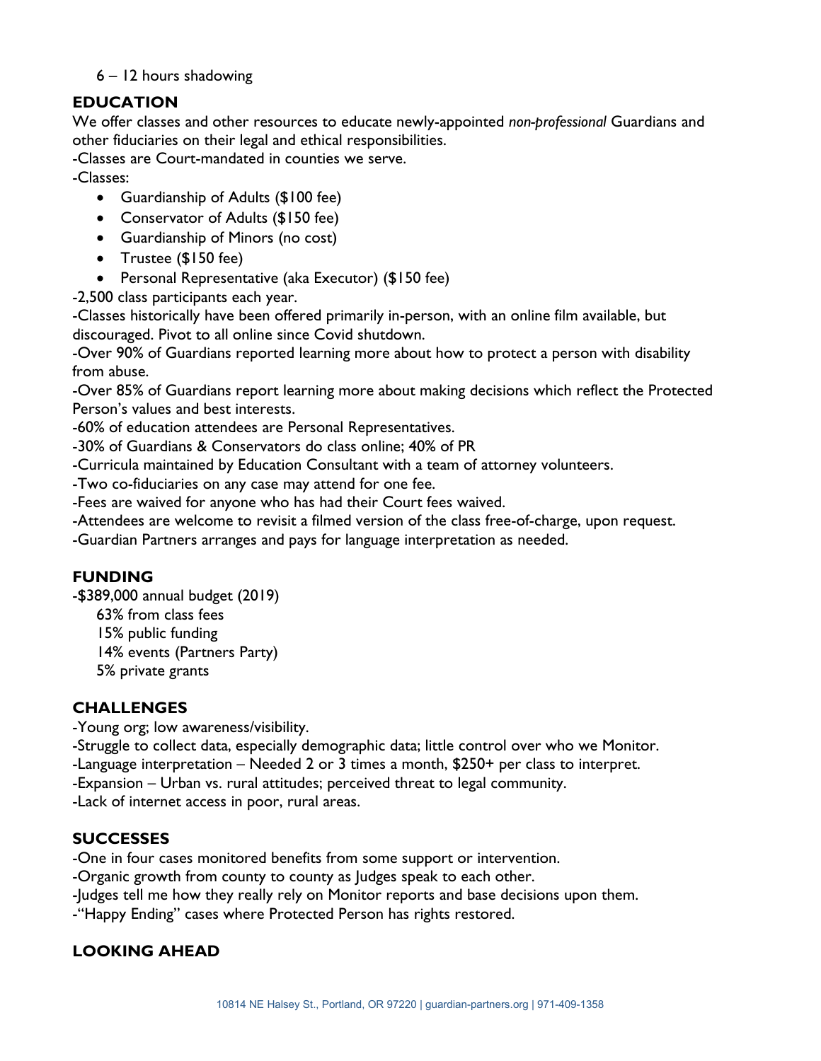6 – 12 hours shadowing

## EDUCATION

We offer classes and other resources to educate newly-appointed *non-professional* Guardians and other fiduciaries on their legal and ethical responsibilities.

-Classes are Court-mandated in counties we serve.

-Classes:

- Guardianship of Adults ($100 fee)
- Conservator of Adults ($150 fee)
- Guardianship of Minors (no cost)
- Trustee ($150 fee)
- Personal Representative (aka Executor) ($150 fee)

-2,500 class participants each year.

-Classes historically have been offered primarily in-person, with an online film available, but discouraged. Pivot to all online since Covid shutdown.

-Over 90% of Guardians reported learning more about how to protect a person with disability from abuse.

-Over 85% of Guardians report learning more about making decisions which reflect the Protected Person's values and best interests.

-60% of education attendees are Personal Representatives.

-30% of Guardians & Conservators do class online; 40% of PR

-Curricula maintained by Education Consultant with a team of attorney volunteers.

-Two co-fiduciaries on any case may attend for one fee.

-Fees are waived for anyone who has had their Court fees waived.

-Attendees are welcome to revisit a filmed version of the class free-of-charge, upon request.

-Guardian Partners arranges and pays for language interpretation as needed.

## FUNDING

-$389,000 annual budget (2019)

63% from class fees
15% public funding
14% events (Partners Party)
5% private grants

## CHALLENGES

-Young org; low awareness/visibility.

-Struggle to collect data, especially demographic data; little control over who we Monitor.

-Language interpretation – Needed 2 or 3 times a month, $250+ per class to interpret.

-Expansion – Urban vs. rural attitudes; perceived threat to legal community.

-Lack of internet access in poor, rural areas.

## SUCCESSES

-One in four cases monitored benefits from some support or intervention.

-Organic growth from county to county as Judges speak to each other.

-Judges tell me how they really rely on Monitor reports and base decisions upon them.

-"Happy Ending" cases where Protected Person has rights restored.

## LOOKING AHEAD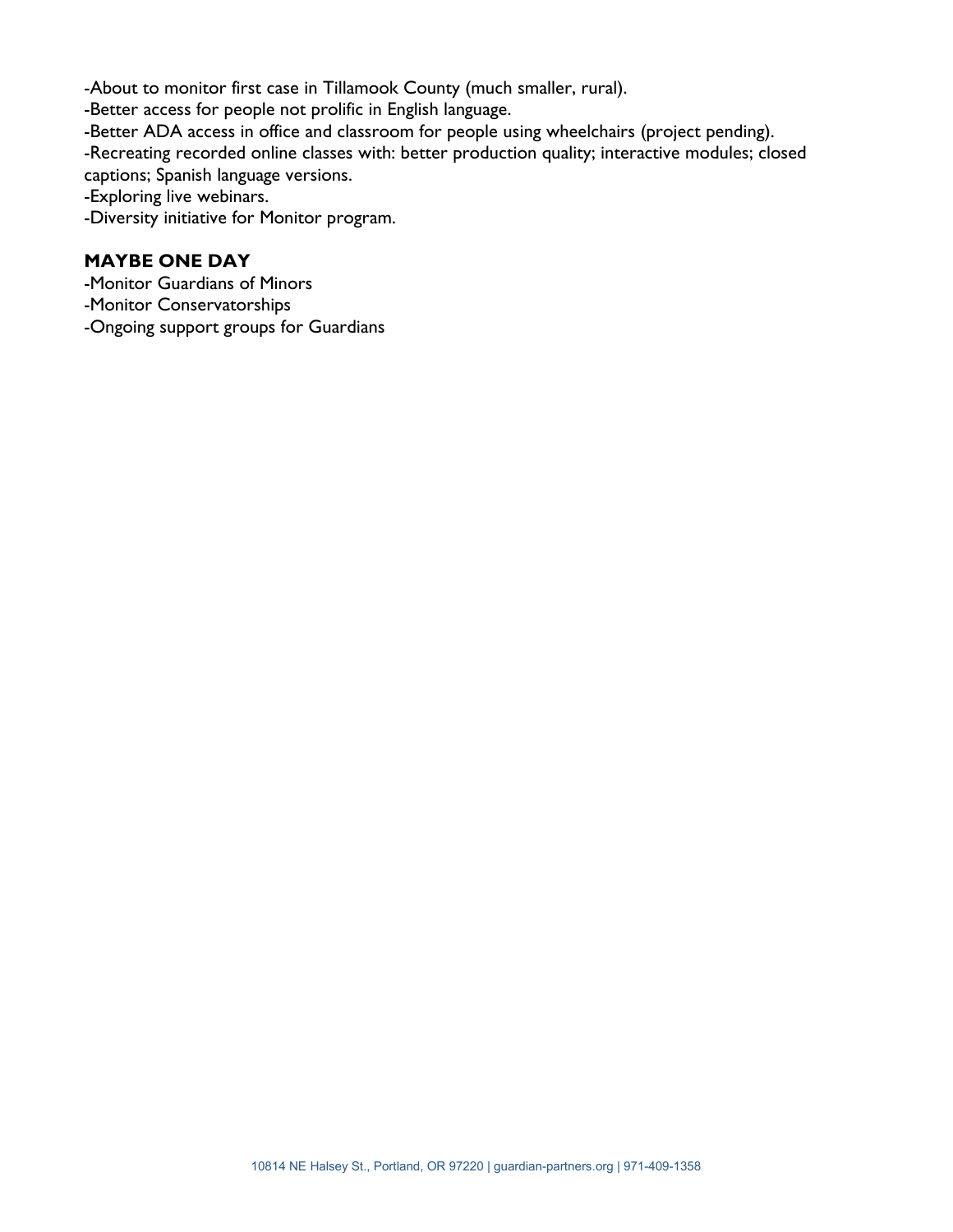-About to monitor first case in Tillamook County (much smaller, rural).
-Better access for people not prolific in English language.
-Better ADA access in office and classroom for people using wheelchairs (project pending).
-Recreating recorded online classes with: better production quality; interactive modules; closed captions; Spanish language versions.
-Exploring live webinars.
-Diversity initiative for Monitor program.

## MAYBE ONE DAY

-Monitor Guardians of Minors
-Monitor Conservatorships
-Ongoing support groups for Guardians